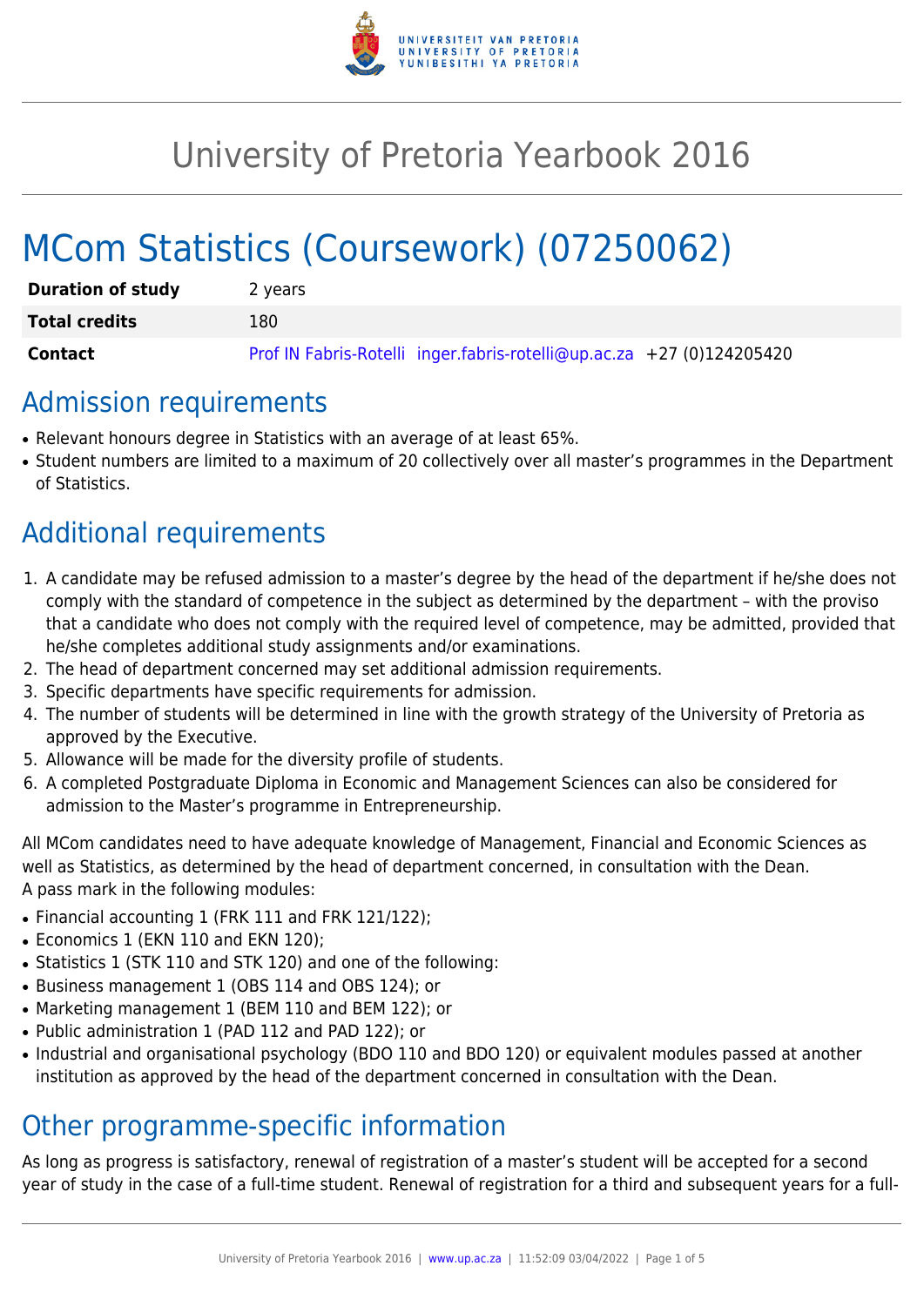# University of Pretoria Yearbook 2016

# MCom Statistics (Coursework) (07250062)

| **Duration of study** | 2 years |
|---|---|
| **Total credits** | 180 |
| **Contact** | Prof IN Fabris-Rotelli inger.fabris-rotelli@up.ac.za +27 (0)124205420 |

## Admission requirements

- Relevant honours degree in Statistics with an average of at least 65%.
- Student numbers are limited to a maximum of 20 collectively over all master's programmes in the Department of Statistics.

## Additional requirements

1. A candidate may be refused admission to a master's degree by the head of the department if he/she does not comply with the standard of competence in the subject as determined by the department – with the proviso that a candidate who does not comply with the required level of competence, may be admitted, provided that he/she completes additional study assignments and/or examinations.
2. The head of department concerned may set additional admission requirements.
3. Specific departments have specific requirements for admission.
4. The number of students will be determined in line with the growth strategy of the University of Pretoria as approved by the Executive.
5. Allowance will be made for the diversity profile of students.
6. A completed Postgraduate Diploma in Economic and Management Sciences can also be considered for admission to the Master's programme in Entrepreneurship.

All MCom candidates need to have adequate knowledge of Management, Financial and Economic Sciences as well as Statistics, as determined by the head of department concerned, in consultation with the Dean.
A pass mark in the following modules:

- Financial accounting 1 (FRK 111 and FRK 121/122);
- Economics 1 (EKN 110 and EKN 120);
- Statistics 1 (STK 110 and STK 120) and one of the following:
- Business management 1 (OBS 114 and OBS 124); or
- Marketing management 1 (BEM 110 and BEM 122); or
- Public administration 1 (PAD 112 and PAD 122); or
- Industrial and organisational psychology (BDO 110 and BDO 120) or equivalent modules passed at another institution as approved by the head of the department concerned in consultation with the Dean.

## Other programme-specific information

As long as progress is satisfactory, renewal of registration of a master's student will be accepted for a second year of study in the case of a full-time student. Renewal of registration for a third and subsequent years for a full-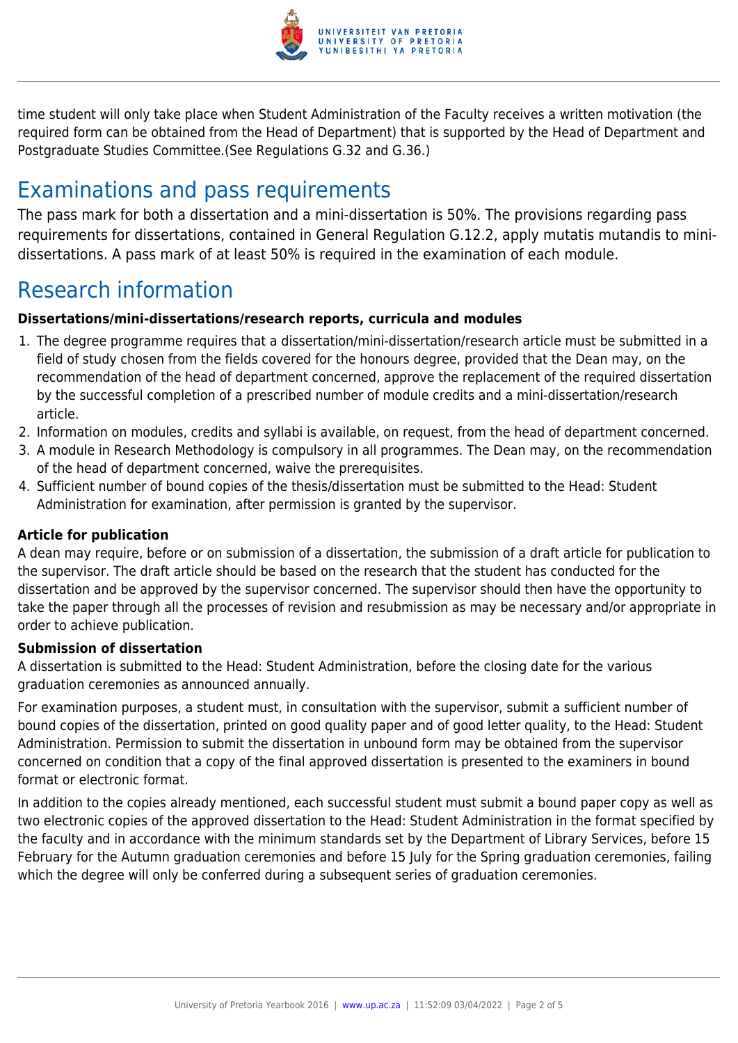time student will only take place when Student Administration of the Faculty receives a written motivation (the required form can be obtained from the Head of Department) that is supported by the Head of Department and Postgraduate Studies Committee.(See Regulations G.32 and G.36.)

# Examinations and pass requirements

The pass mark for both a dissertation and a mini-dissertation is 50%. The provisions regarding pass requirements for dissertations, contained in General Regulation G.12.2, apply mutatis mutandis to mini-dissertations. A pass mark of at least 50% is required in the examination of each module.

# Research information

**Dissertations/mini-dissertations/research reports, curricula and modules**

1. The degree programme requires that a dissertation/mini-dissertation/research article must be submitted in a field of study chosen from the fields covered for the honours degree, provided that the Dean may, on the recommendation of the head of department concerned, approve the replacement of the required dissertation by the successful completion of a prescribed number of module credits and a mini-dissertation/research article.
2. Information on modules, credits and syllabi is available, on request, from the head of department concerned.
3. A module in Research Methodology is compulsory in all programmes. The Dean may, on the recommendation of the head of department concerned, waive the prerequisites.
4. Sufficient number of bound copies of the thesis/dissertation must be submitted to the Head: Student Administration for examination, after permission is granted by the supervisor.

**Article for publication**

A dean may require, before or on submission of a dissertation, the submission of a draft article for publication to the supervisor. The draft article should be based on the research that the student has conducted for the dissertation and be approved by the supervisor concerned. The supervisor should then have the opportunity to take the paper through all the processes of revision and resubmission as may be necessary and/or appropriate in order to achieve publication.

**Submission of dissertation**

A dissertation is submitted to the Head: Student Administration, before the closing date for the various graduation ceremonies as announced annually.

For examination purposes, a student must, in consultation with the supervisor, submit a sufficient number of bound copies of the dissertation, printed on good quality paper and of good letter quality, to the Head: Student Administration. Permission to submit the dissertation in unbound form may be obtained from the supervisor concerned on condition that a copy of the final approved dissertation is presented to the examiners in bound format or electronic format.

In addition to the copies already mentioned, each successful student must submit a bound paper copy as well as two electronic copies of the approved dissertation to the Head: Student Administration in the format specified by the faculty and in accordance with the minimum standards set by the Department of Library Services, before 15 February for the Autumn graduation ceremonies and before 15 July for the Spring graduation ceremonies, failing which the degree will only be conferred during a subsequent series of graduation ceremonies.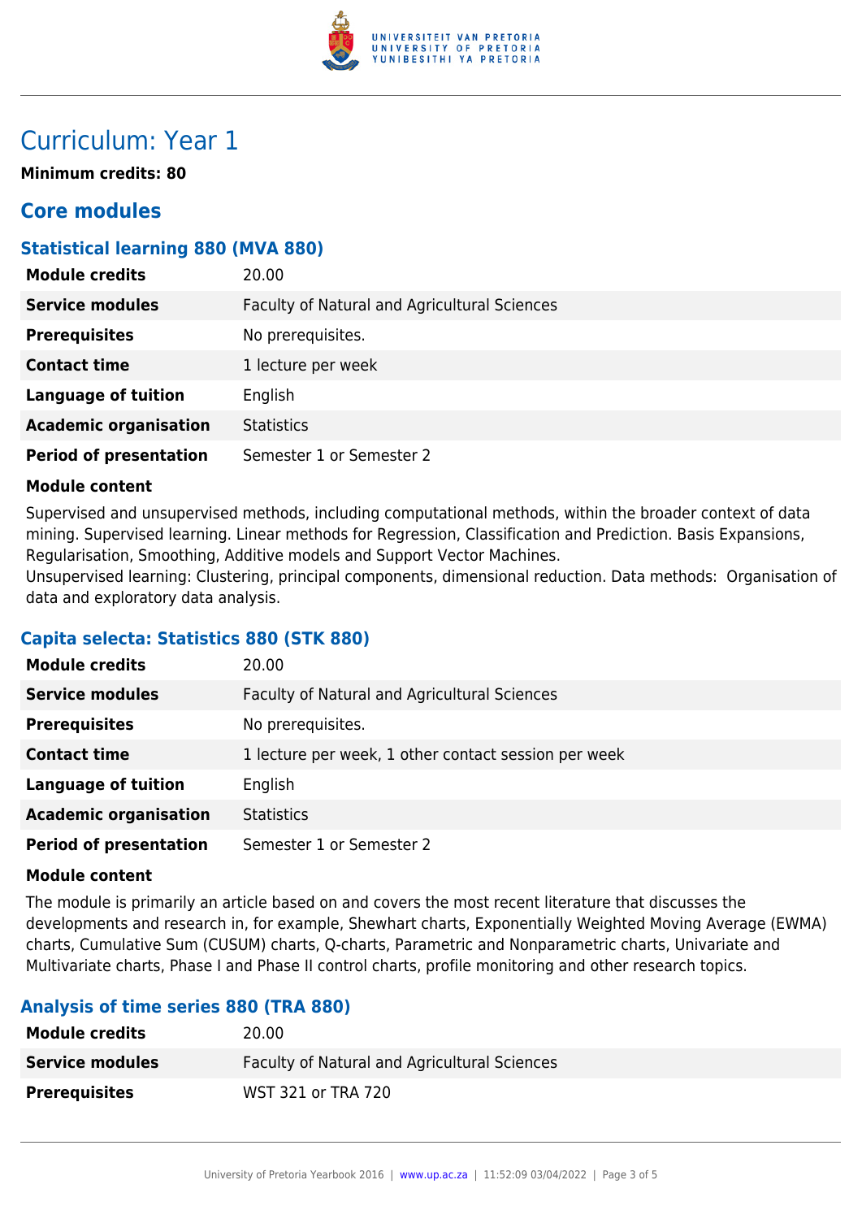# Curriculum: Year 1

**Minimum credits: 80**

## Core modules

### Statistical learning 880 (MVA 880)

| | |
|---|---|
| **Module credits** | 20.00 |
| **Service modules** | Faculty of Natural and Agricultural Sciences |
| **Prerequisites** | No prerequisites. |
| **Contact time** | 1 lecture per week |
| **Language of tuition** | English |
| **Academic organisation** | Statistics |
| **Period of presentation** | Semester 1 or Semester 2 |

**Module content**

Supervised and unsupervised methods, including computational methods, within the broader context of data mining. Supervised learning. Linear methods for Regression, Classification and Prediction. Basis Expansions, Regularisation, Smoothing, Additive models and Support Vector Machines.
Unsupervised learning: Clustering, principal components, dimensional reduction. Data methods: Organisation of data and exploratory data analysis.

### Capita selecta: Statistics 880 (STK 880)

| | |
|---|---|
| **Module credits** | 20.00 |
| **Service modules** | Faculty of Natural and Agricultural Sciences |
| **Prerequisites** | No prerequisites. |
| **Contact time** | 1 lecture per week, 1 other contact session per week |
| **Language of tuition** | English |
| **Academic organisation** | Statistics |
| **Period of presentation** | Semester 1 or Semester 2 |

**Module content**

The module is primarily an article based on and covers the most recent literature that discusses the developments and research in, for example, Shewhart charts, Exponentially Weighted Moving Average (EWMA) charts, Cumulative Sum (CUSUM) charts, Q-charts, Parametric and Nonparametric charts, Univariate and Multivariate charts, Phase I and Phase II control charts, profile monitoring and other research topics.

### Analysis of time series 880 (TRA 880)

| | |
|---|---|
| **Module credits** | 20.00 |
| **Service modules** | Faculty of Natural and Agricultural Sciences |
| **Prerequisites** | WST 321 or TRA 720 |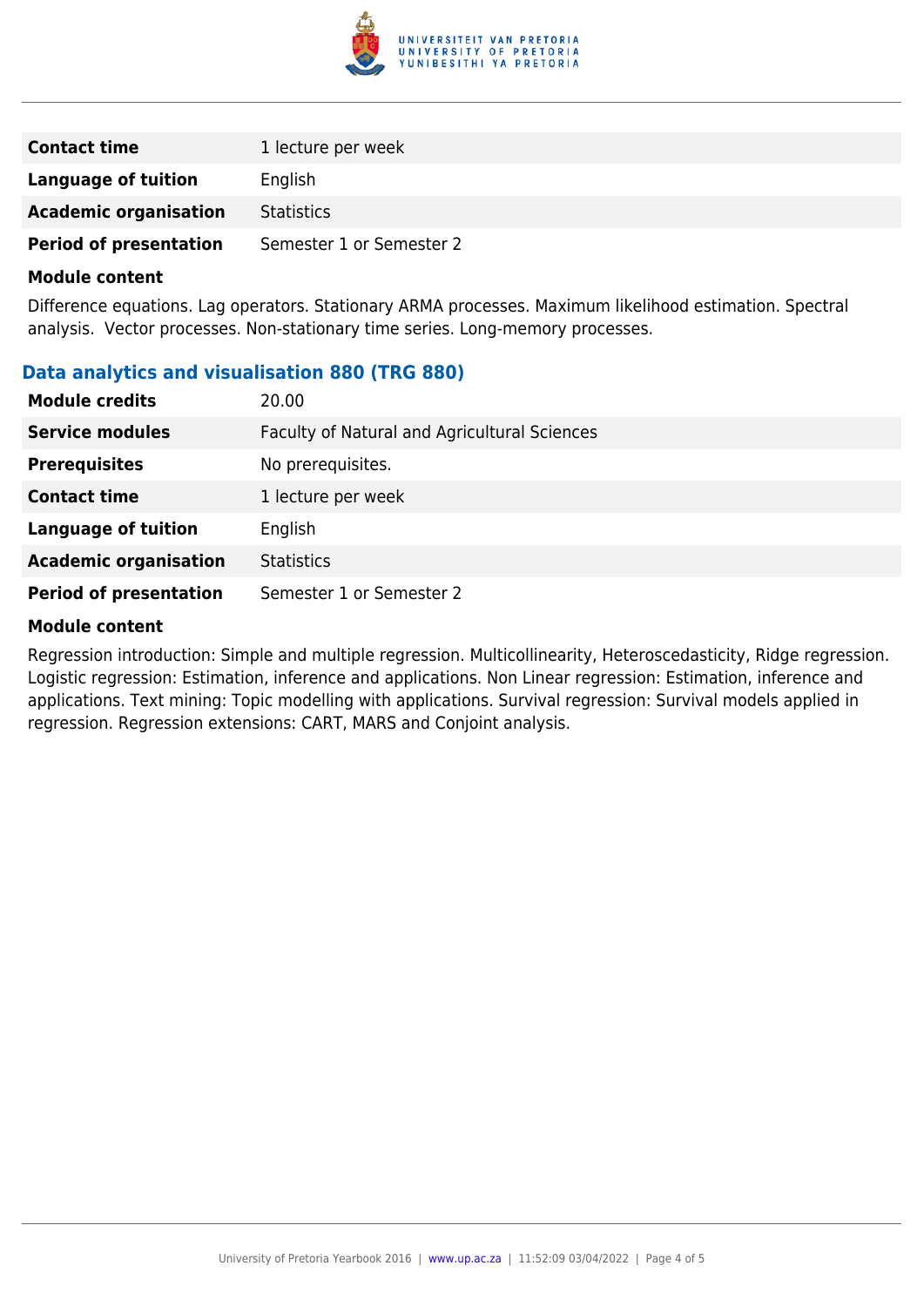| | |
|---|---|
| **Contact time** | 1 lecture per week |
| **Language of tuition** | English |
| **Academic organisation** | Statistics |
| **Period of presentation** | Semester 1 or Semester 2 |

**Module content**

Difference equations. Lag operators. Stationary ARMA processes. Maximum likelihood estimation. Spectral analysis. Vector processes. Non-stationary time series. Long-memory processes.

### Data analytics and visualisation 880 (TRG 880)

| | |
|---|---|
| **Module credits** | 20.00 |
| **Service modules** | Faculty of Natural and Agricultural Sciences |
| **Prerequisites** | No prerequisites. |
| **Contact time** | 1 lecture per week |
| **Language of tuition** | English |
| **Academic organisation** | Statistics |
| **Period of presentation** | Semester 1 or Semester 2 |

**Module content**

Regression introduction: Simple and multiple regression. Multicollinearity, Heteroscedasticity, Ridge regression. Logistic regression: Estimation, inference and applications. Non Linear regression: Estimation, inference and applications. Text mining: Topic modelling with applications. Survival regression: Survival models applied in regression. Regression extensions: CART, MARS and Conjoint analysis.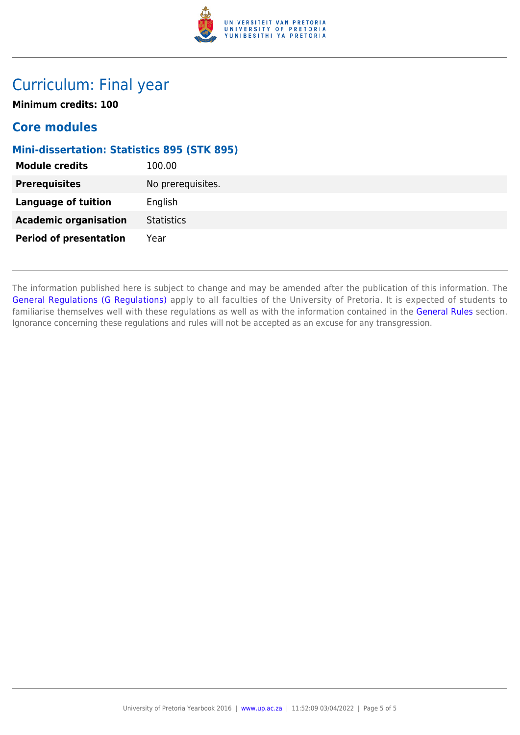# Curriculum: Final year

**Minimum credits: 100**

## Core modules

### Mini-dissertation: Statistics 895 (STK 895)

| | |
|---|---|
| **Module credits** | 100.00 |
| **Prerequisites** | No prerequisites. |
| **Language of tuition** | English |
| **Academic organisation** | Statistics |
| **Period of presentation** | Year |

---

The information published here is subject to change and may be amended after the publication of this information. The General Regulations (G Regulations) apply to all faculties of the University of Pretoria. It is expected of students to familiarise themselves well with these regulations as well as with the information contained in the General Rules section. Ignorance concerning these regulations and rules will not be accepted as an excuse for any transgression.